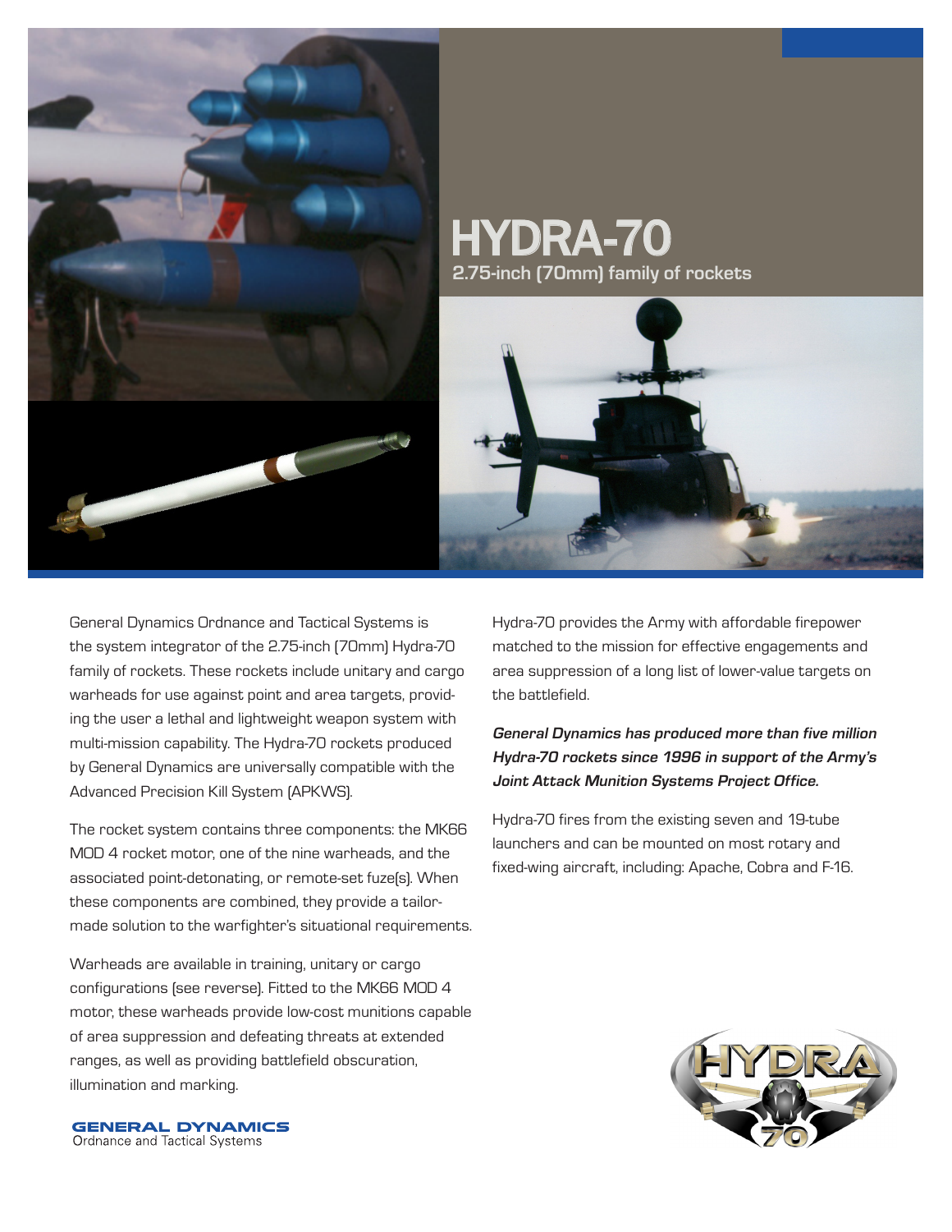# HYDRA-70

## 2.75-inch (70mm) family of rockets

General Dynamics Ordnance and Tactical Systems is the system integrator of the 2.75-inch (70mm) Hydra-70 family of rockets. These rockets include unitary and cargo warheads for use against point and area targets, providing the user a lethal and lightweight weapon system with multi-mission capability. The Hydra-70 rockets produced by General Dynamics are universally compatible with the Advanced Precision Kill System (APKWS).

The rocket system contains three components: the MK66 MOD 4 rocket motor, one of the nine warheads, and the associated point-detonating, or remote-set fuze(s). When these components are combined, they provide a tailor-made solution to the warfighter's situational requirements.

Warheads are available in training, unitary or cargo configurations (see reverse). Fitted to the MK66 MOD 4 motor, these warheads provide low-cost munitions capable of area suppression and defeating threats at extended ranges, as well as providing battlefield obscuration, illumination and marking.

Hydra-70 provides the Army with affordable firepower matched to the mission for effective engagements and area suppression of a long list of lower-value targets on the battlefield.

***General Dynamics has produced more than five million Hydra-70 rockets since 1996 in support of the Army's Joint Attack Munition Systems Project Office.***

Hydra-70 fires from the existing seven and 19-tube launchers and can be mounted on most rotary and fixed-wing aircraft, including: Apache, Cobra and F-16.

**GENERAL DYNAMICS**
Ordnance and Tactical Systems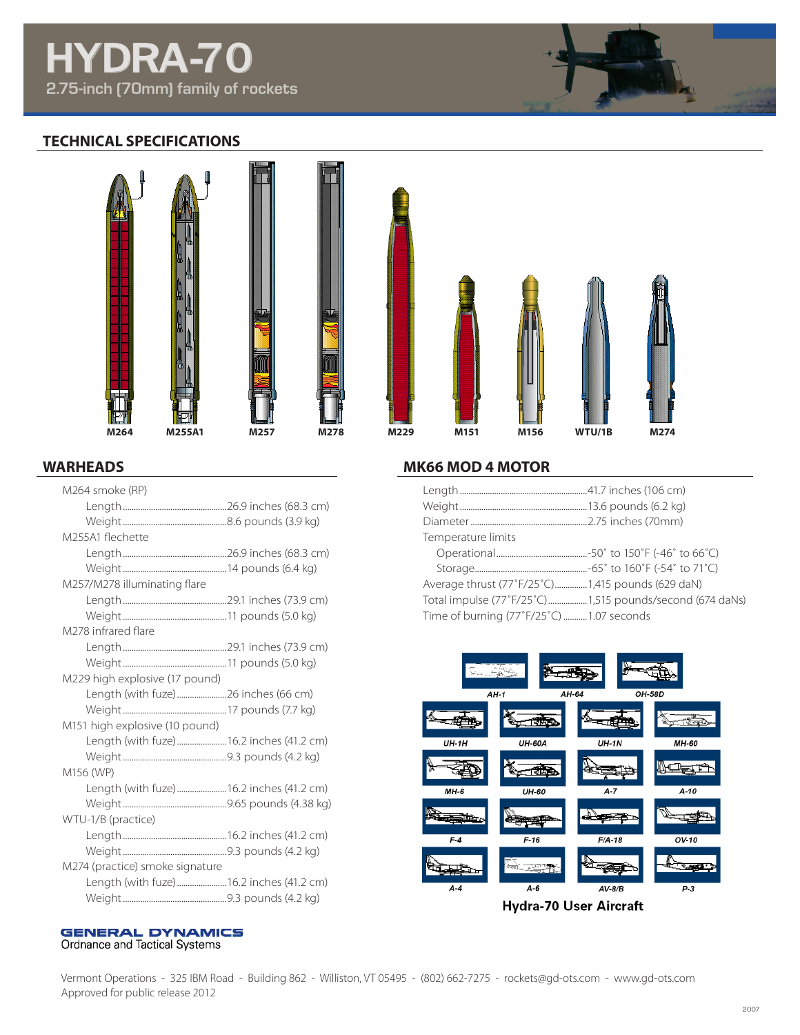# HYDRA-70

2.75-inch (70mm) family of rockets

## TECHNICAL SPECIFICATIONS

M264 M255A1 M257 M278 M229 M151 M156 WTU/1B M274

## WARHEADS

M264 smoke (RP)
- Length ..... 26.9 inches (68.3 cm)
- Weight ..... 8.6 pounds (3.9 kg)

M255A1 flechette
- Length ..... 26.9 inches (68.3 cm)
- Weight ..... 14 pounds (6.4 kg)

M257/M278 illuminating flare
- Length ..... 29.1 inches (73.9 cm)
- Weight ..... 11 pounds (5.0 kg)

M278 infrared flare
- Length ..... 29.1 inches (73.9 cm)
- Weight ..... 11 pounds (5.0 kg)

M229 high explosive (17 pound)
- Length (with fuze) ..... 26 inches (66 cm)
- Weight ..... 17 pounds (7.7 kg)

M151 high explosive (10 pound)
- Length (with fuze) ..... 16.2 inches (41.2 cm)
- Weight ..... 9.3 pounds (4.2 kg)

M156 (WP)
- Length (with fuze) ..... 16.2 inches (41.2 cm)
- Weight ..... 9.65 pounds (4.38 kg)

WTU-1/B (practice)
- Length ..... 16.2 inches (41.2 cm)
- Weight ..... 9.3 pounds (4.2 kg)

M274 (practice) smoke signature
- Length (with fuze) ..... 16.2 inches (41.2 cm)
- Weight ..... 9.3 pounds (4.2 kg)

## MK66 MOD 4 MOTOR

- Length ..... 41.7 inches (106 cm)
- Weight ..... 13.6 pounds (6.2 kg)
- Diameter ..... 2.75 inches (70mm)
- Temperature limits
  - Operational ..... -50˚ to 150˚F (-46˚ to 66˚C)
  - Storage ..... -65˚ to 160˚F (-54˚ to 71˚C)
- Average thrust (77˚F/25˚C) ..... 1,415 pounds (629 daN)
- Total impulse (77˚F/25˚C) ..... 1,515 pounds/second (674 daNs)
- Time of burning (77˚F/25˚C) ..... 1.07 seconds

AH-1 AH-64 OH-58D
UH-1H UH-60A UH-1N MH-60
MH-6 UH-60 A-7 A-10
F-4 F-16 F/A-18 OV-10
A-4 A-6 AV-8/B P-3

Hydra-70 User Aircraft

**GENERAL DYNAMICS**
Ordnance and Tactical Systems

Vermont Operations - 325 IBM Road - Building 862 - Williston, VT 05495 - (802) 662-7275 - rockets@gd-ots.com - www.gd-ots.com
Approved for public release 2012

2007